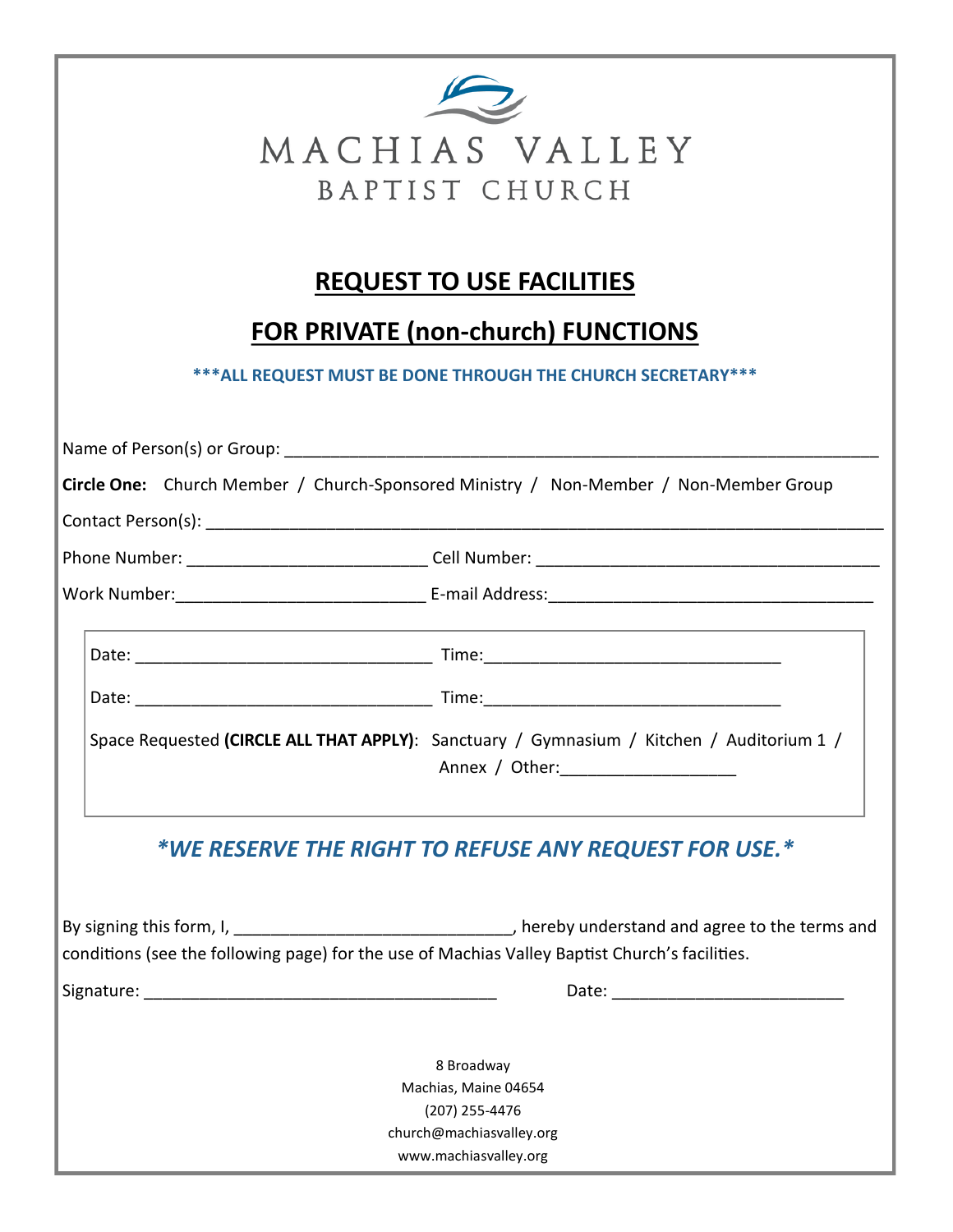# MACHIAS VALLEY

## BAPTIST CHURCH

## REQUEST TO USE FACILITIES

## FOR PRIVATE (non-church) FUNCTIONS

***ALL REQUEST MUST BE DONE THROUGH THE CHURCH SECRETARY***

Name of Person(s) or Group: ______________________________________________________________

**Circle One:** Church Member / Church-Sponsored Ministry / Non-Member / Non-Member Group

Contact Person(s): ______________________________________________________________________

Phone Number: _________________________ Cell Number: ____________________________________

Work Number:__________________________ E-mail Address:__________________________________

Date: ________________________________ Time:_______________________________

Date: ________________________________ Time:_______________________________

Space Requested **(CIRCLE ALL THAT APPLY)**: Sanctuary / Gymnasium / Kitchen / Auditorium 1 / Annex / Other:__________________

***\*WE RESERVE THE RIGHT TO REFUSE ANY REQUEST FOR USE.\****

By signing this form, I, _____________________________, hereby understand and agree to the terms and conditions (see the following page) for the use of Machias Valley Baptist Church's facilities.

Signature: _____________________________________ Date: ________________________

8 Broadway
Machias, Maine 04654
(207) 255-4476
church@machiasvalley.org
www.machiasvalley.org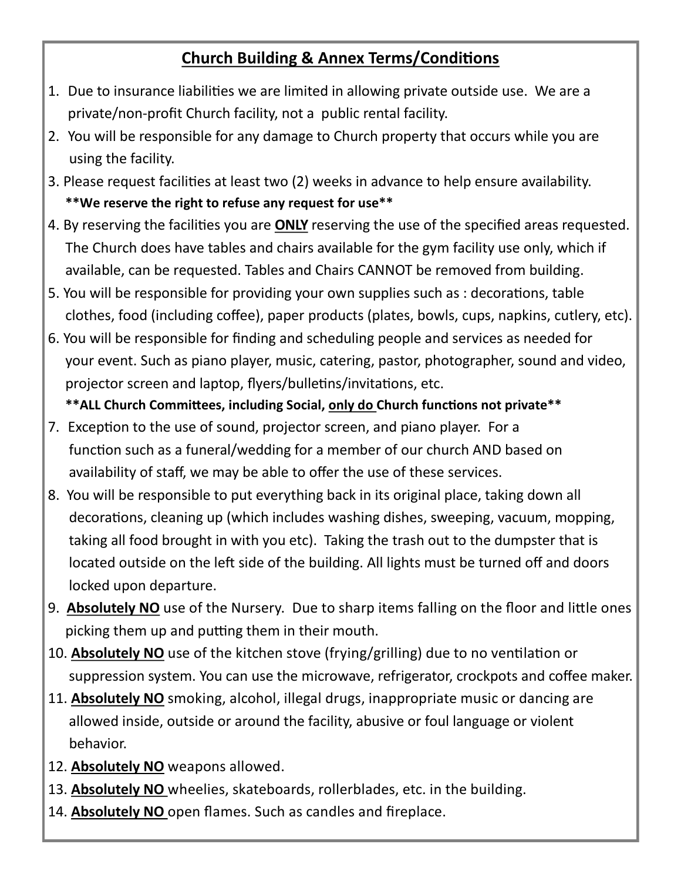## Church Building & Annex Terms/Conditions

1. Due to insurance liabilities we are limited in allowing private outside use. We are a private/non-profit Church facility, not a public rental facility.
2. You will be responsible for any damage to Church property that occurs while you are using the facility.
3. Please request facilities at least two (2) weeks in advance to help ensure availability.
   **\*\*We reserve the right to refuse any request for use\*\***
4. By reserving the facilities you are **ONLY** reserving the use of the specified areas requested. The Church does have tables and chairs available for the gym facility use only, which if available, can be requested. Tables and Chairs CANNOT be removed from building.
5. You will be responsible for providing your own supplies such as : decorations, table clothes, food (including coffee), paper products (plates, bowls, cups, napkins, cutlery, etc).
6. You will be responsible for finding and scheduling people and services as needed for your event. Such as piano player, music, catering, pastor, photographer, sound and video, projector screen and laptop, flyers/bulletins/invitations, etc.
   **\*\*ALL Church Committees, including Social, only do Church functions not private\*\***
7. Exception to the use of sound, projector screen, and piano player. For a function such as a funeral/wedding for a member of our church AND based on availability of staff, we may be able to offer the use of these services.
8. You will be responsible to put everything back in its original place, taking down all decorations, cleaning up (which includes washing dishes, sweeping, vacuum, mopping, taking all food brought in with you etc). Taking the trash out to the dumpster that is located outside on the left side of the building. All lights must be turned off and doors locked upon departure.
9. **Absolutely NO** use of the Nursery. Due to sharp items falling on the floor and little ones picking them up and putting them in their mouth.
10. **Absolutely NO** use of the kitchen stove (frying/grilling) due to no ventilation or suppression system. You can use the microwave, refrigerator, crockpots and coffee maker.
11. **Absolutely NO** smoking, alcohol, illegal drugs, inappropriate music or dancing are allowed inside, outside or around the facility, abusive or foul language or violent behavior.
12. **Absolutely NO** weapons allowed.
13. **Absolutely NO** wheelies, skateboards, rollerblades, etc. in the building.
14. **Absolutely NO** open flames. Such as candles and fireplace.